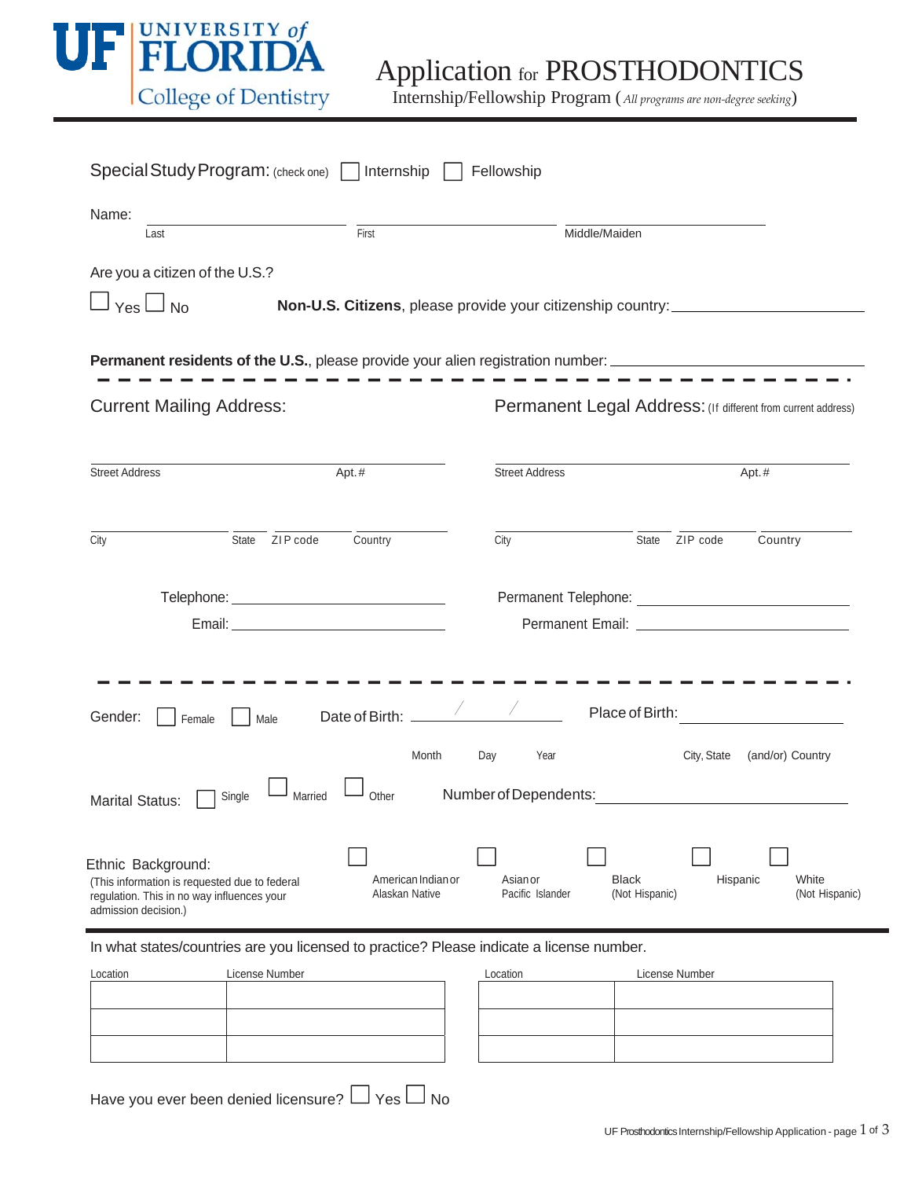# UF UNIVERSITY of FLORIDA College of Dentistry

# Application for PROSTHODONTICS

Internship/Fellowship Program (*All programs are non-degree seeking*)

---

**Special Study Program:** (check one) ☐ Internship ☐ Fellowship

Name: \_\_\_\_\_\_\_\_\_\_\_\_\_\_\_\_ \_\_\_\_\_\_\_\_\_\_\_\_\_\_\_\_ \_\_\_\_\_\_\_\_\_\_\_\_\_\_\_\_

Last First Middle/Maiden

Are you a citizen of the U.S.?

☐ Yes ☐ No **Non-U.S. Citizens**, please provide your citizenship country: \_\_\_\_\_\_\_\_\_\_\_\_\_\_\_\_

**Permanent residents of the U.S.**, please provide your alien registration number: \_\_\_\_\_\_\_\_\_\_\_\_\_\_\_\_

---

**Current Mailing Address:**

\_\_\_\_\_\_\_\_\_\_\_\_\_\_\_\_\_\_\_\_\_\_\_\_

Street Address Apt.#

\_\_\_\_\_\_\_\_\_\_\_\_\_\_\_\_\_\_\_\_\_\_\_\_

City State ZIP code Country

Telephone: \_\_\_\_\_\_\_\_\_\_\_\_\_\_\_\_

Email: \_\_\_\_\_\_\_\_\_\_\_\_\_\_\_\_

**Permanent Legal Address:** (If different from current address)

\_\_\_\_\_\_\_\_\_\_\_\_\_\_\_\_\_\_\_\_\_\_\_\_

Street Address Apt.#

\_\_\_\_\_\_\_\_\_\_\_\_\_\_\_\_\_\_\_\_\_\_\_\_

City State ZIP code Country

Permanent Telephone: \_\_\_\_\_\_\_\_\_\_\_\_\_\_\_\_

Permanent Email: \_\_\_\_\_\_\_\_\_\_\_\_\_\_\_\_

---

Gender: ☐ Female ☐ Male

Date of Birth: \_\_\_\_ / \_\_\_\_ / \_\_\_\_

Month Day Year

Place of Birth: \_\_\_\_\_\_\_\_\_\_\_\_\_\_\_\_

City, State (and/or) Country

Marital Status: ☐ Single ☐ Married ☐ Other

Number of Dependents: \_\_\_\_\_\_\_\_\_\_\_\_\_\_\_\_

Ethnic Background:
(This information is requested due to federal regulation. This in no way influences your admission decision.)

☐ American Indian or Alaskan Native ☐ Asian or Pacific Islander ☐ Black (Not Hispanic) ☐ Hispanic ☐ White (Not Hispanic)

---

In what states/countries are you licensed to practice? Please indicate a license number.

| Location | License Number | Location | License Number |
|---|---|---|---|
| | | | |
| | | | |
| | | | |

Have you ever been denied licensure? ☐ Yes ☐ No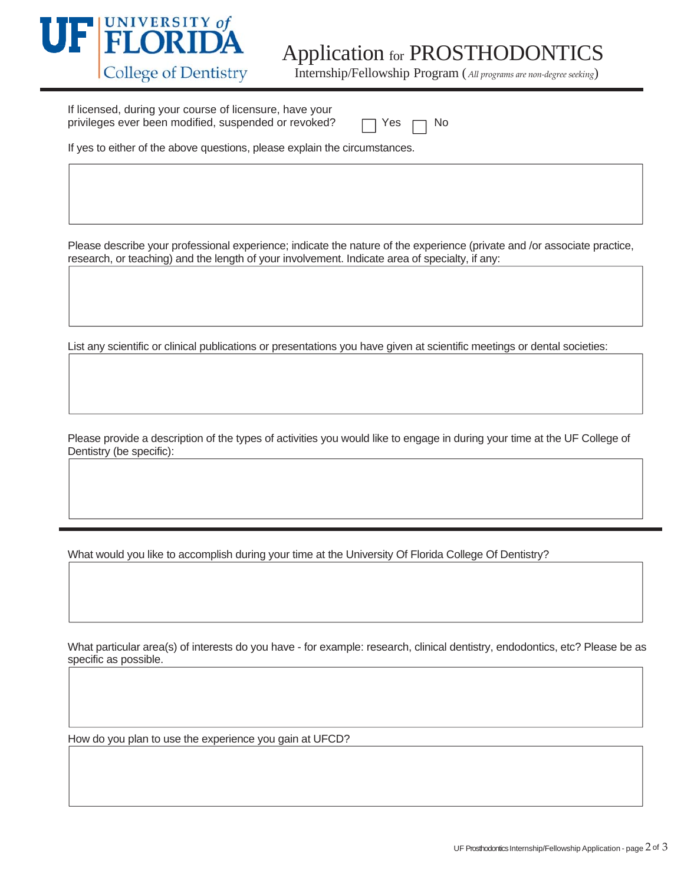# Application for PROSTHODONTICS

Internship/Fellowship Program (*All programs are non-degree seeking*)

If licensed, during your course of licensure, have your privileges ever been modified, suspended or revoked? ☐ Yes ☐ No

If yes to either of the above questions, please explain the circumstances.

Please describe your professional experience; indicate the nature of the experience (private and /or associate practice, research, or teaching) and the length of your involvement. Indicate area of specialty, if any:

List any scientific or clinical publications or presentations you have given at scientific meetings or dental societies:

Please provide a description of the types of activities you would like to engage in during your time at the UF College of Dentistry (be specific):

---

What would you like to accomplish during your time at the University Of Florida College Of Dentistry?

What particular area(s) of interests do you have - for example: research, clinical dentistry, endodontics, etc? Please be as specific as possible.

How do you plan to use the experience you gain at UFCD?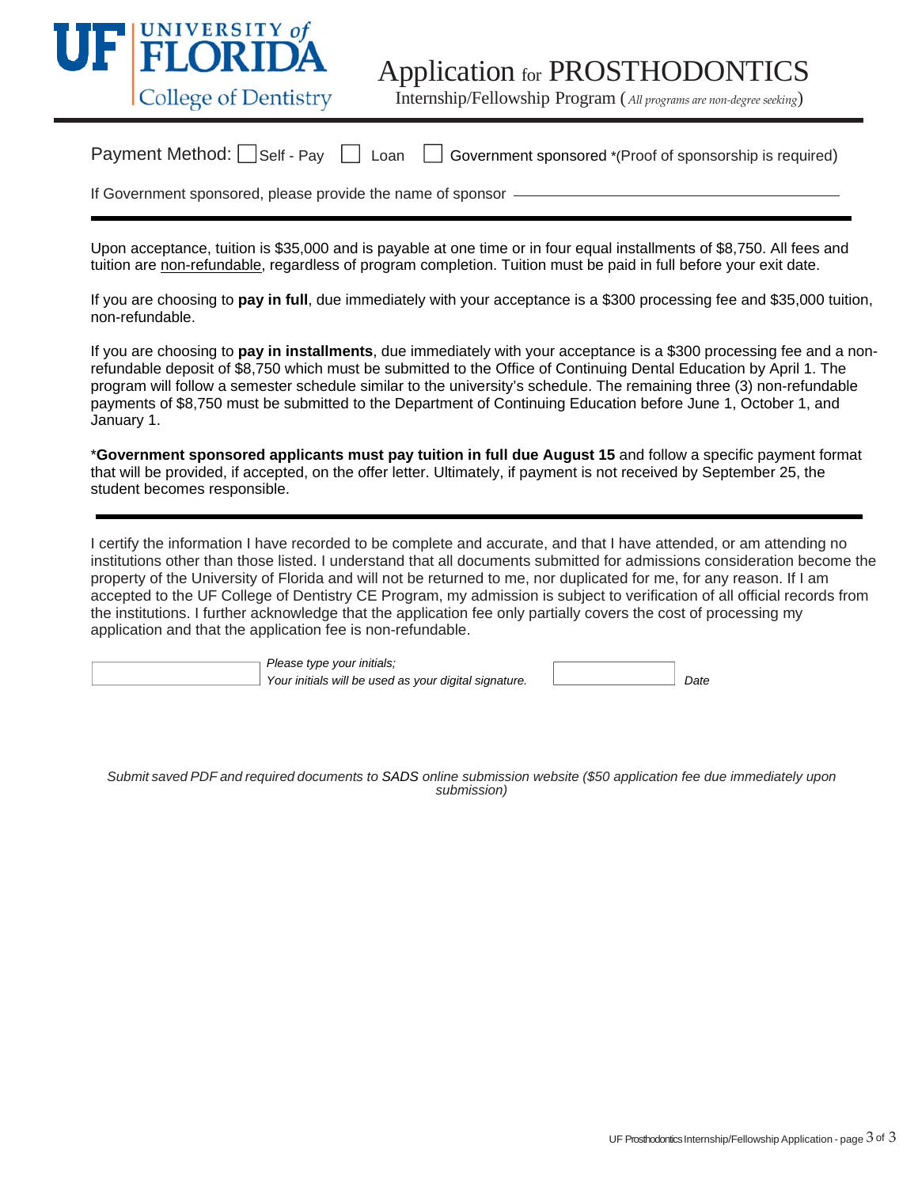UF UNIVERSITY *of* FLORIDA
College of Dentistry

# Application for PROSTHODONTICS

Internship/Fellowship Program (*All programs are non-degree seeking*)

Payment Method: ☐ Self - Pay ☐ Loan ☐ Government sponsored *(Proof of sponsorship is required)

If Government sponsored, please provide the name of sponsor ______________________________

Upon acceptance, tuition is $35,000 and is payable at one time or in four equal installments of $8,750. All fees and tuition are non-refundable, regardless of program completion. Tuition must be paid in full before your exit date.

If you are choosing to **pay in full**, due immediately with your acceptance is a $300 processing fee and $35,000 tuition, non-refundable.

If you are choosing to **pay in installments**, due immediately with your acceptance is a $300 processing fee and a non-refundable deposit of $8,750 which must be submitted to the Office of Continuing Dental Education by April 1. The program will follow a semester schedule similar to the university's schedule. The remaining three (3) non-refundable payments of $8,750 must be submitted to the Department of Continuing Education before June 1, October 1, and January 1.

***Government sponsored applicants must pay tuition in full due August 15** and follow a specific payment format that will be provided, if accepted, on the offer letter. Ultimately, if payment is not received by September 25, the student becomes responsible.

I certify the information I have recorded to be complete and accurate, and that I have attended, or am attending no institutions other than those listed. I understand that all documents submitted for admissions consideration become the property of the University of Florida and will not be returned to me, nor duplicated for me, for any reason. If I am accepted to the UF College of Dentistry CE Program, my admission is subject to verification of all official records from the institutions. I further acknowledge that the application fee only partially covers the cost of processing my application and that the application fee is non-refundable.

______________ *Please type your initials; Your initials will be used as your digital signature.* ______________ *Date*

*Submit saved PDF and required documents to SADS online submission website ($50 application fee due immediately upon submission)*